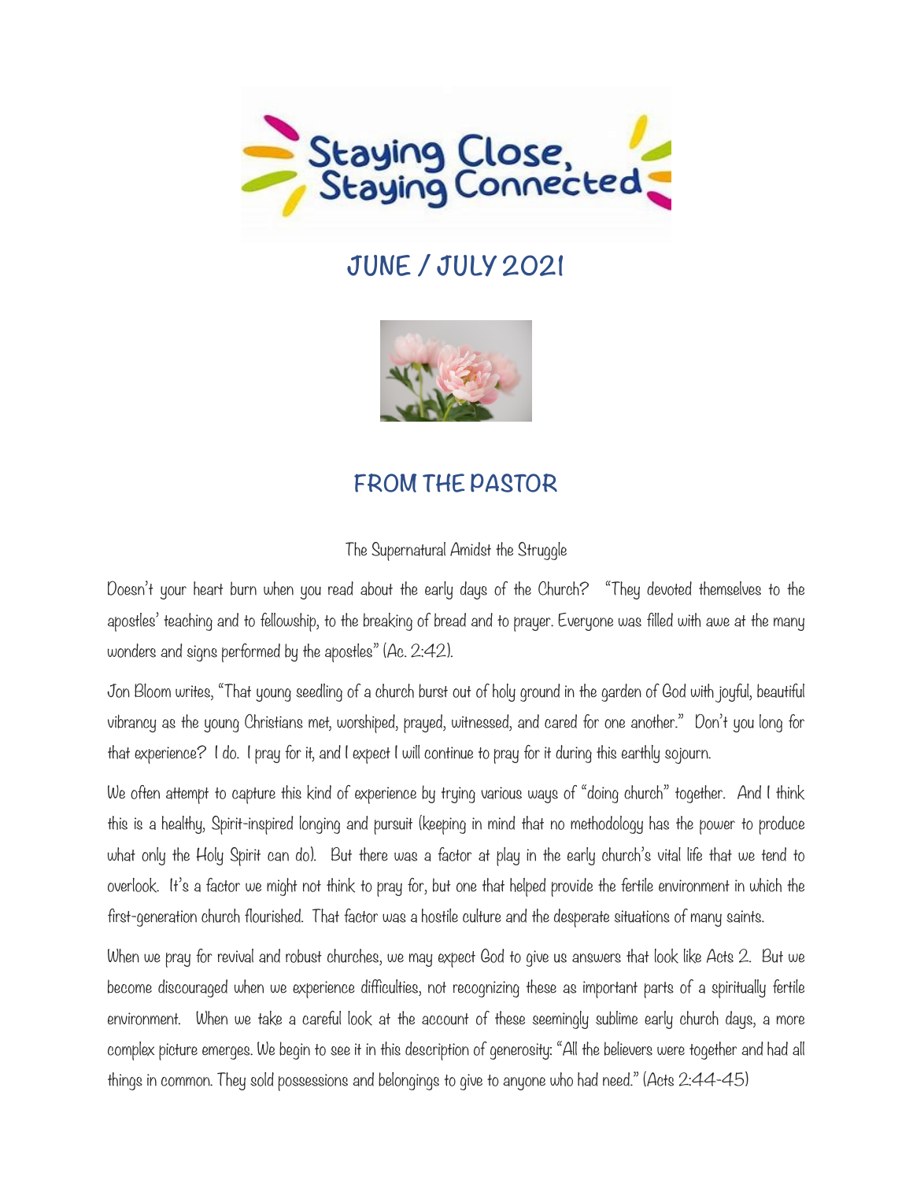# Staying Close, Staying Connected

## JUNE / JULY 2021

## FROM THE PASTOR

The Supernatural Amidst the Struggle

Doesn't your heart burn when you read about the early days of the Church? "They devoted themselves to the apostles' teaching and to fellowship, to the breaking of bread and to prayer. Everyone was filled with awe at the many wonders and signs performed by the apostles" (Ac. 2:42).

Jon Bloom writes, "That young seedling of a church burst out of holy ground in the garden of God with joyful, beautiful vibrancy as the young Christians met, worshiped, prayed, witnessed, and cared for one another." Don't you long for that experience? I do. I pray for it, and I expect I will continue to pray for it during this earthly sojourn.

We often attempt to capture this kind of experience by trying various ways of "doing church" together. And I think this is a healthy, Spirit-inspired longing and pursuit (keeping in mind that no methodology has the power to produce what only the Holy Spirit can do). But there was a factor at play in the early church's vital life that we tend to overlook. It's a factor we might not think to pray for, but one that helped provide the fertile environment in which the first-generation church flourished. That factor was a hostile culture and the desperate situations of many saints.

When we pray for revival and robust churches, we may expect God to give us answers that look like Acts 2. But we become discouraged when we experience difficulties, not recognizing these as important parts of a spiritually fertile environment. When we take a careful look at the account of these seemingly sublime early church days, a more complex picture emerges. We begin to see it in this description of generosity: "All the believers were together and had all things in common. They sold possessions and belongings to give to anyone who had need." (Acts 2:44-45)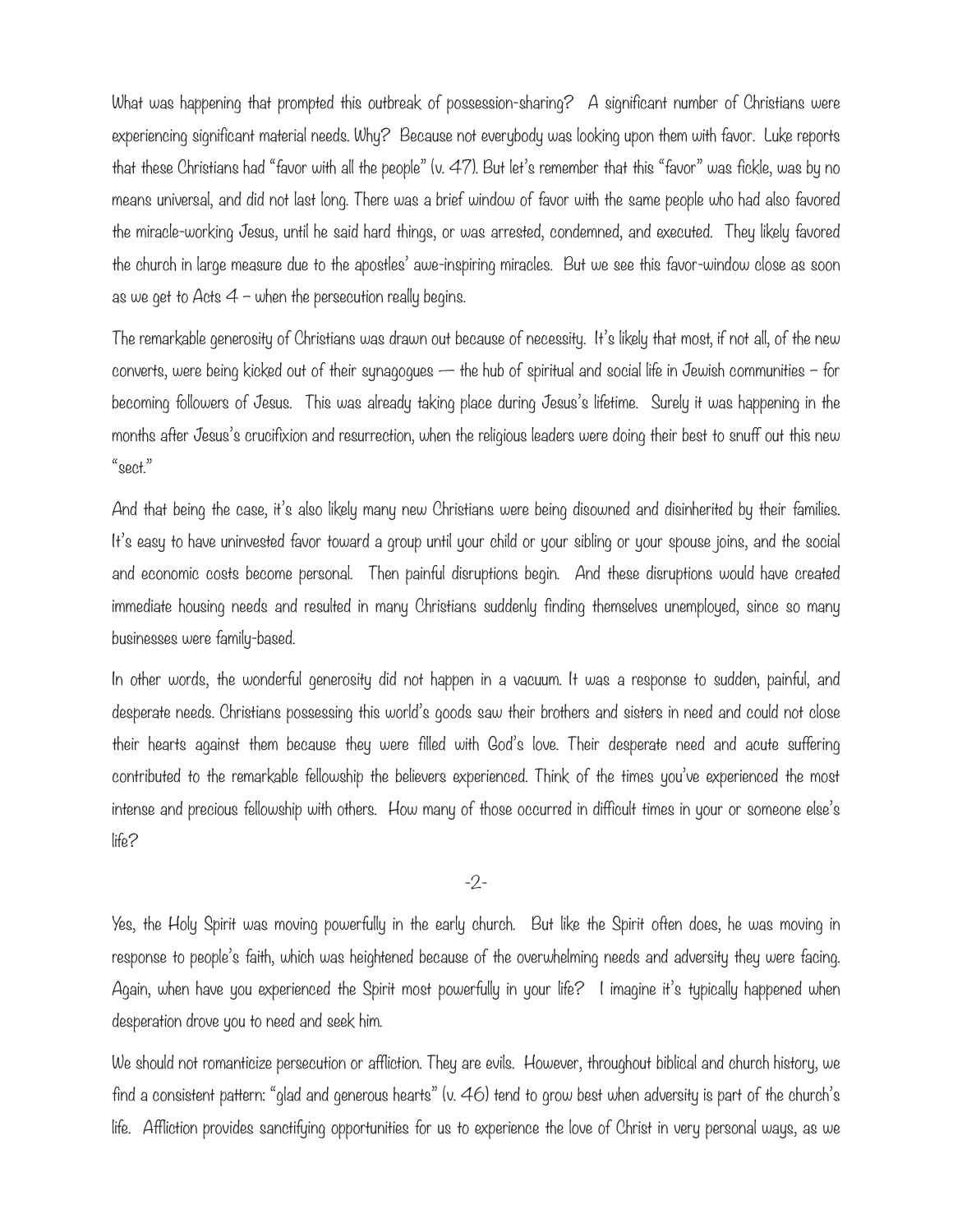What was happening that prompted this outbreak of possession-sharing? A significant number of Christians were experiencing significant material needs. Why? Because not everybody was looking upon them with favor. Luke reports that these Christians had "favor with all the people" (v. 47). But let's remember that this "favor" was fickle, was by no means universal, and did not last long. There was a brief window of favor with the same people who had also favored the miracle-working Jesus, until he said hard things, or was arrested, condemned, and executed. They likely favored the church in large measure due to the apostles' awe-inspiring miracles. But we see this favor-window close as soon as we get to Acts 4 – when the persecution really begins.

The remarkable generosity of Christians was drawn out because of necessity. It's likely that most, if not all, of the new converts, were being kicked out of their synagogues — the hub of spiritual and social life in Jewish communities – for becoming followers of Jesus. This was already taking place during Jesus's lifetime. Surely it was happening in the months after Jesus's crucifixion and resurrection, when the religious leaders were doing their best to snuff out this new "sect."

And that being the case, it's also likely many new Christians were being disowned and disinherited by their families. It's easy to have uninvested favor toward a group until your child or your sibling or your spouse joins, and the social and economic costs become personal. Then painful disruptions begin. And these disruptions would have created immediate housing needs and resulted in many Christians suddenly finding themselves unemployed, since so many businesses were family-based.

In other words, the wonderful generosity did not happen in a vacuum. It was a response to sudden, painful, and desperate needs. Christians possessing this world's goods saw their brothers and sisters in need and could not close their hearts against them because they were filled with God's love. Their desperate need and acute suffering contributed to the remarkable fellowship the believers experienced. Think of the times you've experienced the most intense and precious fellowship with others. How many of those occurred in difficult times in your or someone else's life?

Yes, the Holy Spirit was moving powerfully in the early church. But like the Spirit often does, he was moving in response to people's faith, which was heightened because of the overwhelming needs and adversity they were facing. Again, when have you experienced the Spirit most powerfully in your life? I imagine it's typically happened when desperation drove you to need and seek him.

We should not romanticize persecution or affliction. They are evils. However, throughout biblical and church history, we find a consistent pattern: "glad and generous hearts" (v. 46) tend to grow best when adversity is part of the church's life. Affliction provides sanctifying opportunities for us to experience the love of Christ in very personal ways, as we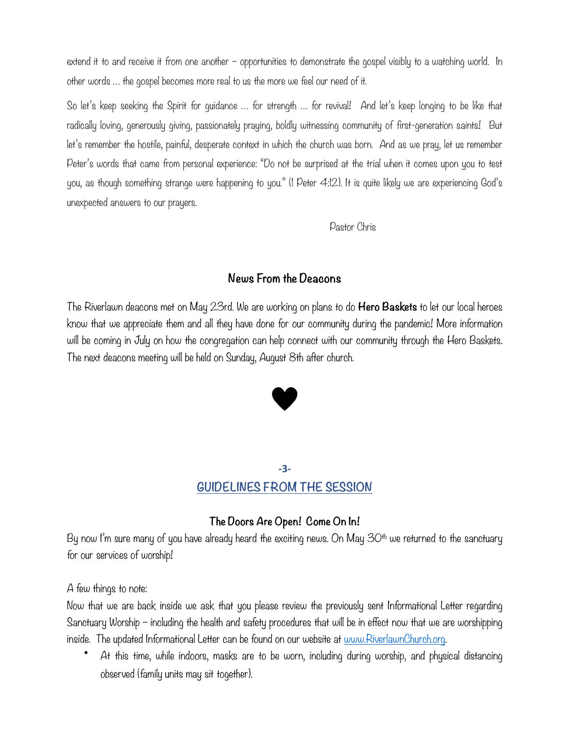extend it to and receive it from one another – opportunities to demonstrate the gospel visibly to a watching world. In other words … the gospel becomes more real to us the more we feel our need of it.

So let's keep seeking the Spirit for guidance … for strength … for revival! And let's keep longing to be like that radically loving, generously giving, passionately praying, boldly witnessing community of first-generation saints! But let's remember the hostile, painful, desperate context in which the church was born. And as we pray, let us remember Peter's words that came from personal experience: "Do not be surprised at the trial when it comes upon you to test you, as though something strange were happening to you." (I Peter 4:12). It is quite likely we are experiencing God's unexpected answers to our prayers.

Pastor Chris

## News From the Deacons

The Riverlawn deacons met on May 23rd. We are working on plans to do **Hero Baskets** to let our local heroes know that we appreciate them and all they have done for our community during the pandemic! More information will be coming in July on how the congregation can help connect with our community through the Hero Baskets. The next deacons meeting will be held on Sunday, August 8th after church.

♥

## GUIDELINES FROM THE SESSION

### The Doors Are Open! Come On In!

By now I'm sure many of you have already heard the exciting news. On May 30th we returned to the sanctuary for our services of worship!

A few things to note:

Now that we are back inside we ask that you please review the previously sent Informational Letter regarding Sanctuary Worship – including the health and safety procedures that will be in effect now that we are worshipping inside. The updated Informational Letter can be found on our website at www.RiverlawnChurch.org.

- At this time, while indoors, masks are to be worn, including during worship, and physical distancing observed (family units may sit together).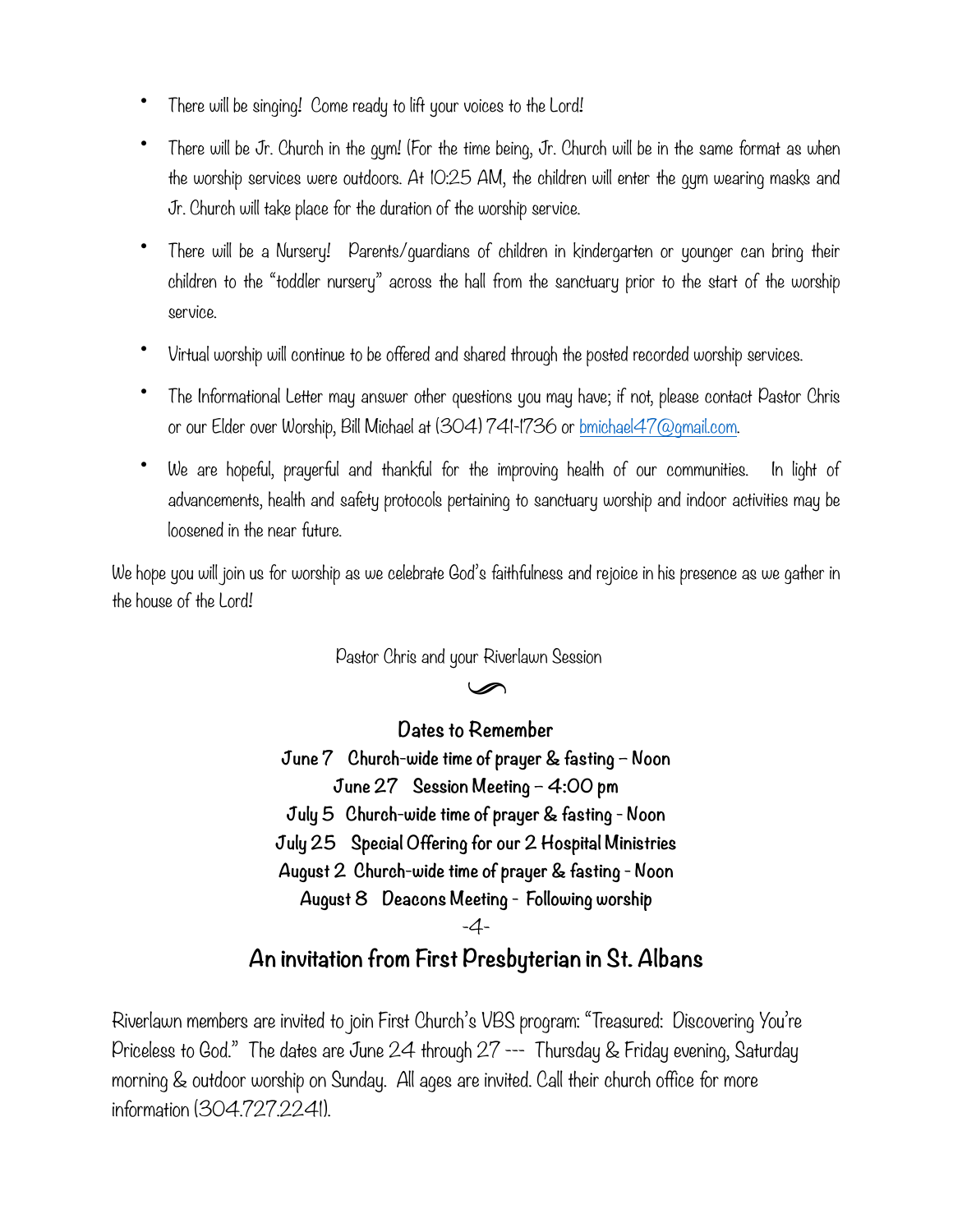- There will be singing! Come ready to lift your voices to the Lord!
- There will be Jr. Church in the gym! (For the time being, Jr. Church will be in the same format as when the worship services were outdoors. At 10:25 AM, the children will enter the gym wearing masks and Jr. Church will take place for the duration of the worship service.
- There will be a Nursery! Parents/guardians of children in kindergarten or younger can bring their children to the "toddler nursery" across the hall from the sanctuary prior to the start of the worship service.
- Virtual worship will continue to be offered and shared through the posted recorded worship services.
- The Informational Letter may answer other questions you may have; if not, please contact Pastor Chris or our Elder over Worship, Bill Michael at (304) 741-1736 or bmichael47@gmail.com.
- We are hopeful, prayerful and thankful for the improving health of our communities. In light of advancements, health and safety protocols pertaining to sanctuary worship and indoor activities may be loosened in the near future.

We hope you will join us for worship as we celebrate God's faithfulness and rejoice in his presence as we gather in the house of the Lord!

Pastor Chris and your Riverlawn Session

**Dates to Remember**

**June 7 Church-wide time of prayer & fasting – Noon**
**June 27 Session Meeting – 4:00 pm**
**July 5 Church-wide time of prayer & fasting - Noon**
**July 25 Special Offering for our 2 Hospital Ministries**
**August 2 Church-wide time of prayer & fasting - Noon**
**August 8 Deacons Meeting - Following worship**

## An invitation from First Presbyterian in St. Albans

Riverlawn members are invited to join First Church's VBS program: "Treasured: Discovering You're Priceless to God." The dates are June 24 through 27 --- Thursday & Friday evening, Saturday morning & outdoor worship on Sunday. All ages are invited. Call their church office for more information (304.727.2241).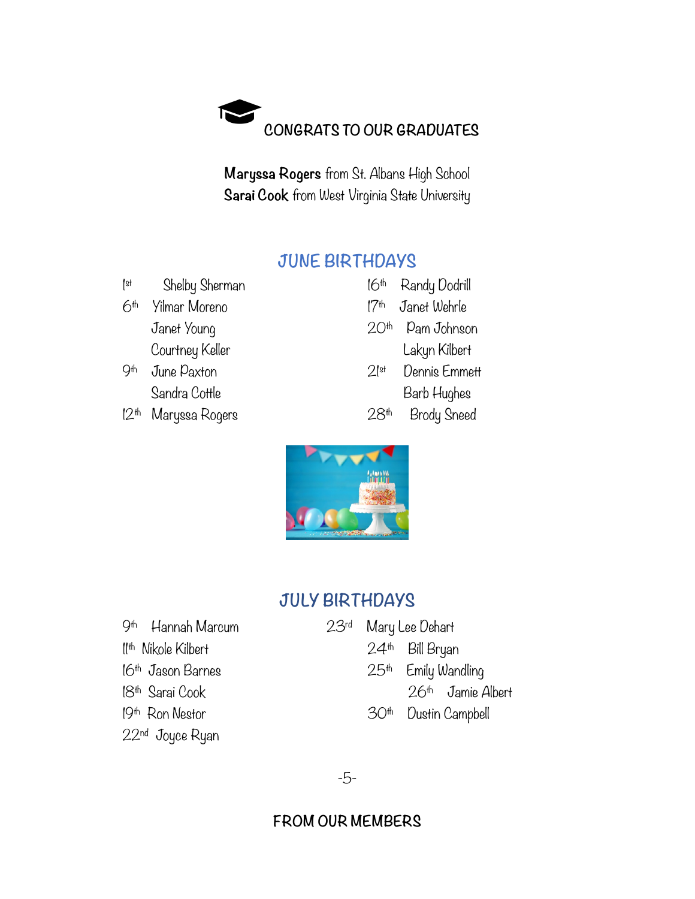## CONGRATS TO OUR GRADUATES

**Maryssa Rogers** from St. Albans High School
**Sarai Cook** from West Virginia State University

## JUNE BIRTHDAYS

1st Shelby Sherman
6th Yilmar Moreno
Janet Young
Courtney Keller
9th June Paxton
Sandra Cottle
12th Maryssa Rogers
16th Randy Dodrill
17th Janet Wehrle
20th Pam Johnson
Lakyn Kilbert
21st Dennis Emmett
Barb Hughes
28th Brody Sneed

## JULY BIRTHDAYS

9th Hannah Marcum
11th Nikole Kilbert
16th Jason Barnes
18th Sarai Cook
19th Ron Nestor
22nd Joyce Ryan
23rd Mary Lee Dehart
24th Bill Bryan
25th Emily Wandling
26th Jamie Albert
30th Dustin Campbell

## FROM OUR MEMBERS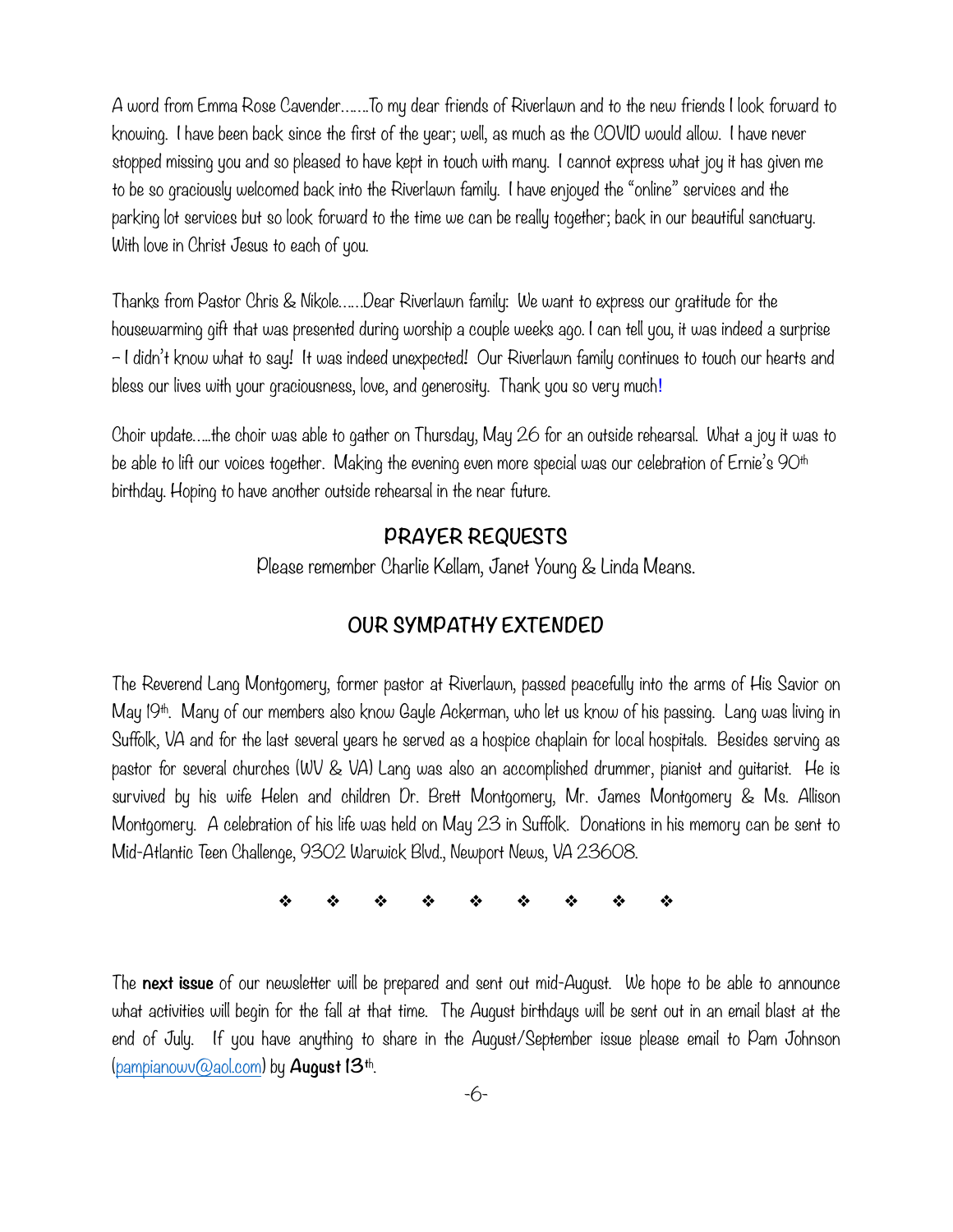A word from Emma Rose Cavender…….To my dear friends of Riverlawn and to the new friends I look forward to knowing. I have been back since the first of the year; well, as much as the COVID would allow. I have never stopped missing you and so pleased to have kept in touch with many. I cannot express what joy it has given me to be so graciously welcomed back into the Riverlawn family. I have enjoyed the "online" services and the parking lot services but so look forward to the time we can be really together; back in our beautiful sanctuary. With love in Christ Jesus to each of you.

Thanks from Pastor Chris & Nikole……Dear Riverlawn family: We want to express our gratitude for the housewarming gift that was presented during worship a couple weeks ago. I can tell you, it was indeed a surprise – I didn't know what to say! It was indeed unexpected! Our Riverlawn family continues to touch our hearts and bless our lives with your graciousness, love, and generosity. Thank you so very much!

Choir update…..the choir was able to gather on Thursday, May 26 for an outside rehearsal. What a joy it was to be able to lift our voices together. Making the evening even more special was our celebration of Ernie's 90th birthday. Hoping to have another outside rehearsal in the near future.

## PRAYER REQUESTS

Please remember Charlie Kellam, Janet Young & Linda Means.

## OUR SYMPATHY EXTENDED

The Reverend Lang Montgomery, former pastor at Riverlawn, passed peacefully into the arms of His Savior on May 19th. Many of our members also know Gayle Ackerman, who let us know of his passing. Lang was living in Suffolk, VA and for the last several years he served as a hospice chaplain for local hospitals. Besides serving as pastor for several churches (WV & VA) Lang was also an accomplished drummer, pianist and guitarist. He is survived by his wife Helen and children Dr. Brett Montgomery, Mr. James Montgomery & Ms. Allison Montgomery. A celebration of his life was held on May 23 in Suffolk. Donations in his memory can be sent to Mid-Atlantic Teen Challenge, 9302 Warwick Blvd., Newport News, VA 23608.

❖ ❖ ❖ ❖ ❖ ❖ ❖ ❖ ❖

The **next issue** of our newsletter will be prepared and sent out mid-August. We hope to be able to announce what activities will begin for the fall at that time. The August birthdays will be sent out in an email blast at the end of July. If you have anything to share in the August/September issue please email to Pam Johnson (pampianowv@aol.com) by **August 13th**.